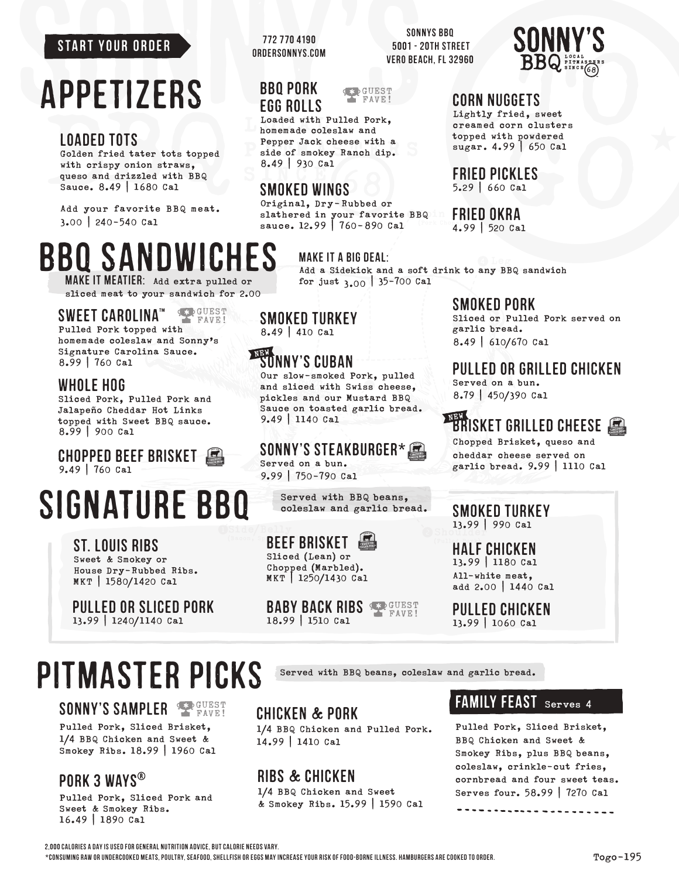START YOUR ORDER

772 770 4190
ORDERSONNYS.COM

SONNYS BBQ
5001 - 20TH STREET
VERO BEACH, FL 32960

SONNY'S BBQ LOCAL PITMASTERS SINCE 68

# APPETIZERS

### LOADED TOTS
Golden fried tater tots topped with crispy onion straws, queso and drizzled with BBQ Sauce. 8.49 | 1680 Cal

Add your favorite BBQ meat. 3.00 | 240-540 Cal

### BBQ PORK EGG ROLLS
GUEST FAVE!

Loaded with Pulled Pork, homemade coleslaw and Pepper Jack cheese with a side of smokey Ranch dip. 8.49 | 930 Cal

### SMOKED WINGS
Original, Dry-Rubbed or slathered in your favorite BBQ sauce. 12.99 | 760-890 Cal

### CORN NUGGETS
Lightly fried, sweet creamed corn clusters topped with powdered sugar. 4.99 | 650 Cal

### FRIED PICKLES
5.29 | 660 Cal

### FRIED OKRA
4.99 | 520 Cal

# BBQ SANDWICHES

**MAKE IT MEATIER:** Add extra pulled or sliced meat to your sandwich for 2.00

**MAKE IT A BIG DEAL:** Add a Sidekick and a soft drink to any BBQ sandwich for just 3.00 | 35-700 Cal

### SWEET CAROLINA™
GUEST FAVE!

Pulled Pork topped with homemade coleslaw and Sonny's Signature Carolina Sauce. 8.99 | 760 Cal

### WHOLE HOG
Sliced Pork, Pulled Pork and Jalapeño Cheddar Hot Links topped with Sweet BBQ sauce. 8.99 | 900 Cal

### CHOPPED BEEF BRISKET
9.49 | 760 Cal

### SMOKED TURKEY
8.49 | 410 Cal

### NEW SONNY'S CUBAN
Our slow-smoked Pork, pulled and sliced with Swiss cheese, pickles and our Mustard BBQ Sauce on toasted garlic bread. 9.49 | 1140 Cal

### SONNY'S STEAKBURGER*
Served on a bun. 9.99 | 750-790 Cal

### SMOKED PORK
Sliced or Pulled Pork served on garlic bread. 8.49 | 610/670 Cal

### PULLED OR GRILLED CHICKEN
Served on a bun. 8.79 | 450/390 Cal

### NEW BRISKET GRILLED CHEESE
Chopped Brisket, queso and cheddar cheese served on garlic bread. 9.99 | 1110 Cal

# SIGNATURE BBQ

Served with BBQ beans, coleslaw and garlic bread.

### ST. LOUIS RIBS
Sweet & Smokey or House Dry-Rubbed Ribs. MKT | 1580/1420 Cal

### PULLED OR SLICED PORK
13.99 | 1240/1140 Cal

### BEEF BRISKET
Sliced (Lean) or Chopped (Marbled). MKT | 1250/1430 Cal

### BABY BACK RIBS
GUEST FAVE!

18.99 | 1510 Cal

### SMOKED TURKEY
13.99 | 990 Cal

### HALF CHICKEN
13.99 | 1180 Cal

All-white meat, add 2.00 | 1440 Cal

### PULLED CHICKEN
13.99 | 1060 Cal

# PITMASTER PICKS

Served with BBQ beans, coleslaw and garlic bread.

### SONNY'S SAMPLER
GUEST FAVE!

Pulled Pork, Sliced Brisket, 1/4 BBQ Chicken and Sweet & Smokey Ribs. 18.99 | 1960 Cal

### PORK 3 WAYS®
Pulled Pork, Sliced Pork and Sweet & Smokey Ribs. 16.49 | 1890 Cal

### CHICKEN & PORK
1/4 BBQ Chicken and Pulled Pork. 14.99 | 1410 Cal

### RIBS & CHICKEN
1/4 BBQ Chicken and Sweet & Smokey Ribs. 15.99 | 1590 Cal

### FAMILY FEAST Serves 4
Pulled Pork, Sliced Brisket, BBQ Chicken and Sweet & Smokey Ribs, plus BBQ beans, coleslaw, crinkle-cut fries, cornbread and four sweet teas. Serves four. 58.99 | 7270 Cal

2,000 CALORIES A DAY IS USED FOR GENERAL NUTRITION ADVICE, BUT CALORIE NEEDS VARY.

*CONSUMING RAW OR UNDERCOOKED MEATS, POULTRY, SEAFOOD, SHELLFISH OR EGGS MAY INCREASE YOUR RISK OF FOOD-BORNE ILLNESS. HAMBURGERS ARE COOKED TO ORDER.

Togo-195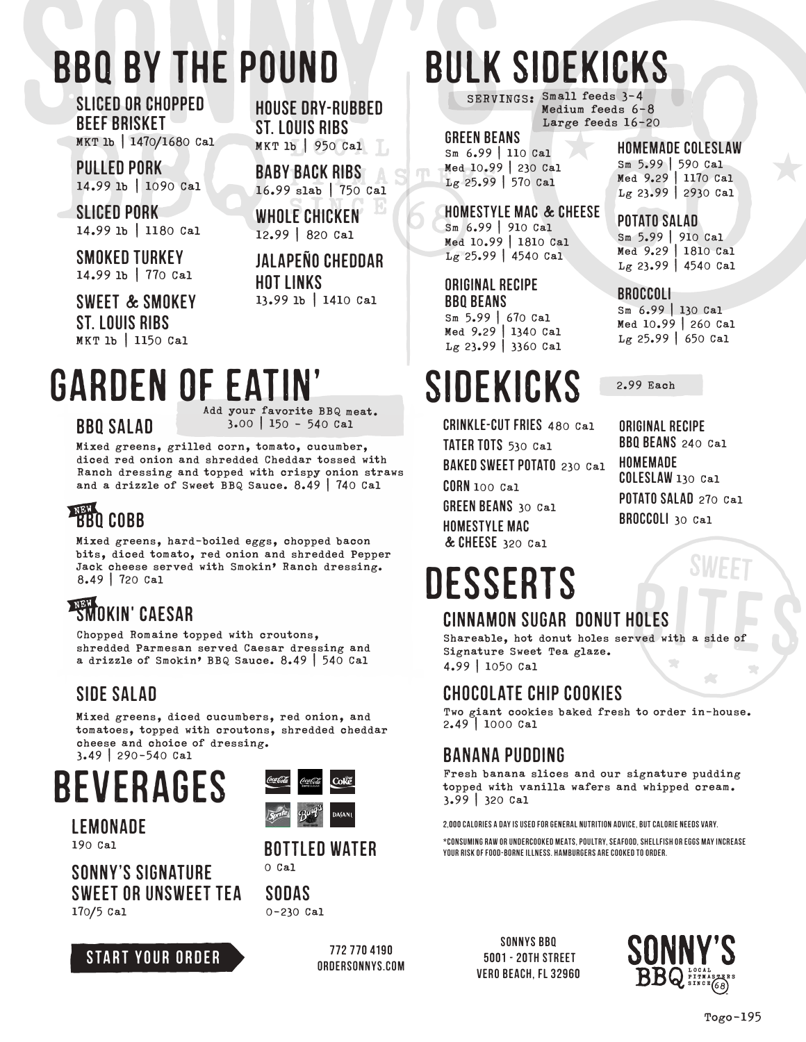# BBQ BY THE POUND

**SLICED OR CHOPPED BEEF BRISKET**
MKT lb | 1470/1680 Cal

**PULLED PORK**
14.99 lb | 1090 Cal

**SLICED PORK**
14.99 lb | 1180 Cal

**SMOKED TURKEY**
14.99 lb | 770 Cal

**SWEET & SMOKEY ST. LOUIS RIBS**
MKT lb | 1150 Cal

**HOUSE DRY-RUBBED ST. LOUIS RIBS**
MKT lb | 950 Cal

**BABY BACK RIBS**
16.99 slab | 750 Cal

**WHOLE CHICKEN**
12.99 | 820 Cal

**JALAPEÑO CHEDDAR HOT LINKS**
13.99 lb | 1410 Cal

# GARDEN OF EATIN'

Add your favorite BBQ meat. 3.00 | 150 - 540 Cal

## BBQ SALAD

Mixed greens, grilled corn, tomato, cucumber, diced red onion and shredded Cheddar tossed with Ranch dressing and topped with crispy onion straws and a drizzle of Sweet BBQ Sauce. 8.49 | 740 Cal

## NEW BBQ COBB

Mixed greens, hard-boiled eggs, chopped bacon bits, diced tomato, red onion and shredded Pepper Jack cheese served with Smokin' Ranch dressing. 8.49 | 720 Cal

## NEW SMOKIN' CAESAR

Chopped Romaine topped with croutons, shredded Parmesan served Caesar dressing and a drizzle of Smokin' BBQ Sauce. 8.49 | 540 Cal

## SIDE SALAD

Mixed greens, diced cucumbers, red onion, and tomatoes, topped with croutons, shredded cheddar cheese and choice of dressing.
3.49 | 290-540 Cal

# BEVERAGES

**LEMONADE**
190 Cal

**SONNY'S SIGNATURE SWEET OR UNSWEET TEA**
170/5 Cal

**BOTTLED WATER**
0 Cal

**SODAS**
0-230 Cal

# BULK SIDEKICKS

SERVINGS: Small feeds 3-4, Medium feeds 6-8, Large feeds 16-20

**GREEN BEANS**
Sm 6.99 | 110 Cal
Med 10.99 | 230 Cal
Lg 25.99 | 570 Cal

**HOMESTYLE MAC & CHEESE**
Sm 6.99 | 910 Cal
Med 10.99 | 1810 Cal
Lg 25.99 | 4540 Cal

**ORIGINAL RECIPE BBQ BEANS**
Sm 5.99 | 670 Cal
Med 9.29 | 1340 Cal
Lg 23.99 | 3360 Cal

**HOMEMADE COLESLAW**
Sm 5.99 | 590 Cal
Med 9.29 | 1170 Cal
Lg 23.99 | 2930 Cal

**POTATO SALAD**
Sm 5.99 | 910 Cal
Med 9.29 | 1810 Cal
Lg 23.99 | 4540 Cal

**BROCCOLI**
Sm 6.99 | 130 Cal
Med 10.99 | 260 Cal
Lg 25.99 | 650 Cal

# SIDEKICKS

2.99 Each

- **CRINKLE-CUT FRIES** 480 Cal
- **TATER TOTS** 530 Cal
- **BAKED SWEET POTATO** 230 Cal
- **CORN** 100 Cal
- **GREEN BEANS** 30 Cal
- **HOMESTYLE MAC & CHEESE** 320 Cal
- **ORIGINAL RECIPE BBQ BEANS** 240 Cal
- **HOMEMADE COLESLAW** 130 Cal
- **POTATO SALAD** 270 Cal
- **BROCCOLI** 30 Cal

# DESSERTS

## CINNAMON SUGAR DONUT HOLES

Shareable, hot donut holes served with a side of Signature Sweet Tea glaze.
4.99 | 1050 Cal

## CHOCOLATE CHIP COOKIES

Two giant cookies baked fresh to order in-house.
2.49 | 1000 Cal

## BANANA PUDDING

Fresh banana slices and our signature pudding topped with vanilla wafers and whipped cream.
3.99 | 320 Cal

2,000 CALORIES A DAY IS USED FOR GENERAL NUTRITION ADVICE, BUT CALORIE NEEDS VARY.

*CONSUMING RAW OR UNDERCOOKED MEATS, POULTRY, SEAFOOD, SHELLFISH OR EGGS MAY INCREASE YOUR RISK OF FOOD-BORNE ILLNESS. HAMBURGERS ARE COOKED TO ORDER.

START YOUR ORDER

772 770 4190
ORDERSONNYS.COM

SONNYS BBQ
5001 - 20TH STREET
VERO BEACH, FL 32960

SONNY'S BBQ LOCAL PITMASTERS SINCE 68

Togo-195